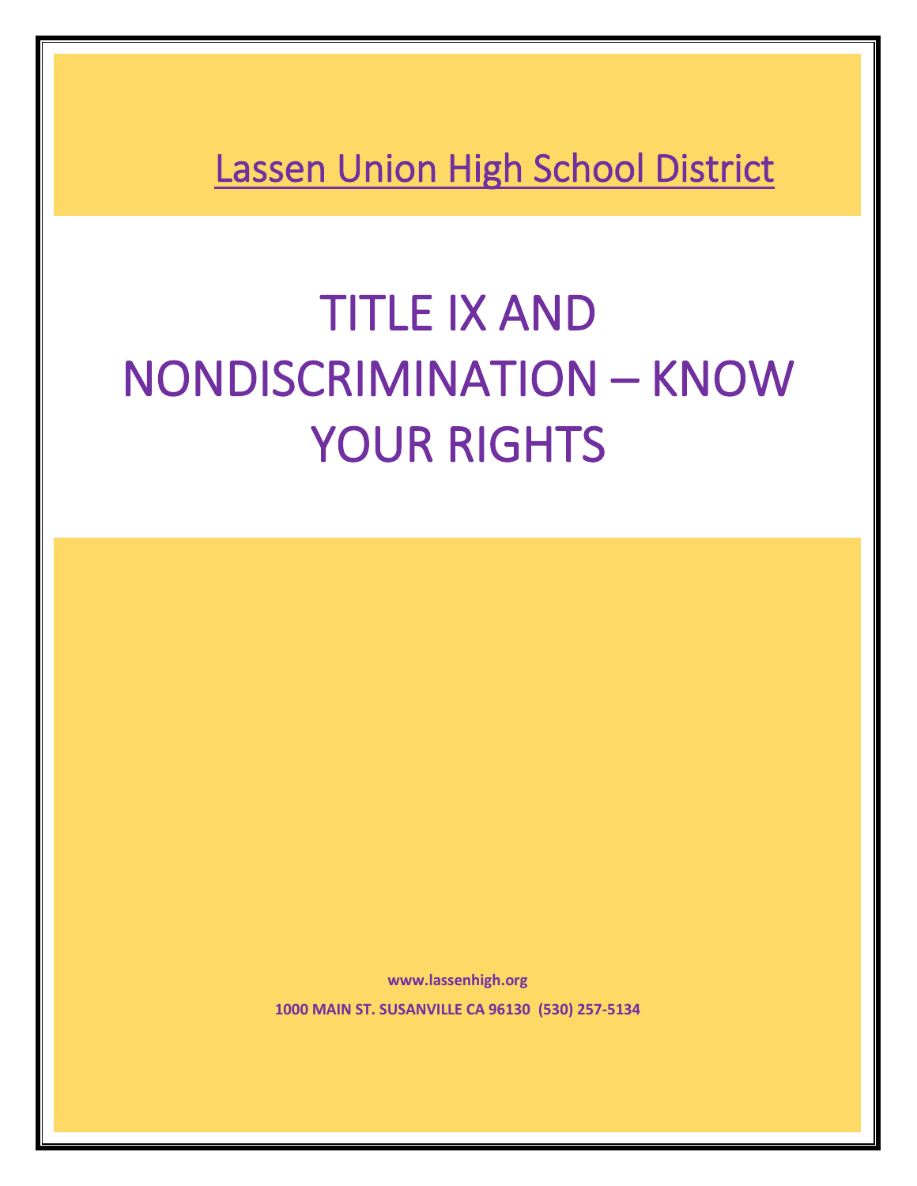Lassen Union High School District

# TITLE IX AND NONDISCRIMINATION – KNOW YOUR RIGHTS

**www.lassenhigh.org**

**1000 MAIN ST. SUSANVILLE CA 96130 (530) 257-5134**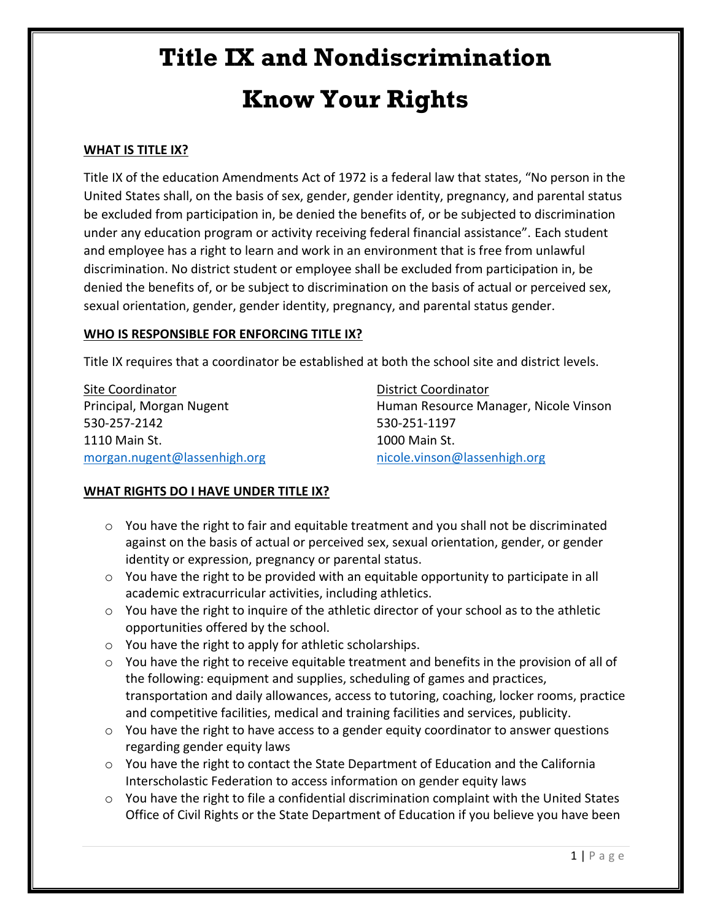# Title IX and Nondiscrimination

# Know Your Rights

## WHAT IS TITLE IX?

Title IX of the education Amendments Act of 1972 is a federal law that states, "No person in the United States shall, on the basis of sex, gender, gender identity, pregnancy, and parental status be excluded from participation in, be denied the benefits of, or be subjected to discrimination under any education program or activity receiving federal financial assistance". Each student and employee has a right to learn and work in an environment that is free from unlawful discrimination. No district student or employee shall be excluded from participation in, be denied the benefits of, or be subject to discrimination on the basis of actual or perceived sex, sexual orientation, gender, gender identity, pregnancy, and parental status gender.

## WHO IS RESPONSIBLE FOR ENFORCING TITLE IX?

Title IX requires that a coordinator be established at both the school site and district levels.

Site Coordinator
Principal, Morgan Nugent
530-257-2142
1110 Main St.
morgan.nugent@lassenhigh.org

District Coordinator
Human Resource Manager, Nicole Vinson
530-251-1197
1000 Main St.
nicole.vinson@lassenhigh.org

## WHAT RIGHTS DO I HAVE UNDER TITLE IX?

- You have the right to fair and equitable treatment and you shall not be discriminated against on the basis of actual or perceived sex, sexual orientation, gender, or gender identity or expression, pregnancy or parental status.
- You have the right to be provided with an equitable opportunity to participate in all academic extracurricular activities, including athletics.
- You have the right to inquire of the athletic director of your school as to the athletic opportunities offered by the school.
- You have the right to apply for athletic scholarships.
- You have the right to receive equitable treatment and benefits in the provision of all of the following: equipment and supplies, scheduling of games and practices, transportation and daily allowances, access to tutoring, coaching, locker rooms, practice and competitive facilities, medical and training facilities and services, publicity.
- You have the right to have access to a gender equity coordinator to answer questions regarding gender equity laws
- You have the right to contact the State Department of Education and the California Interscholastic Federation to access information on gender equity laws
- You have the right to file a confidential discrimination complaint with the United States Office of Civil Rights or the State Department of Education if you believe you have been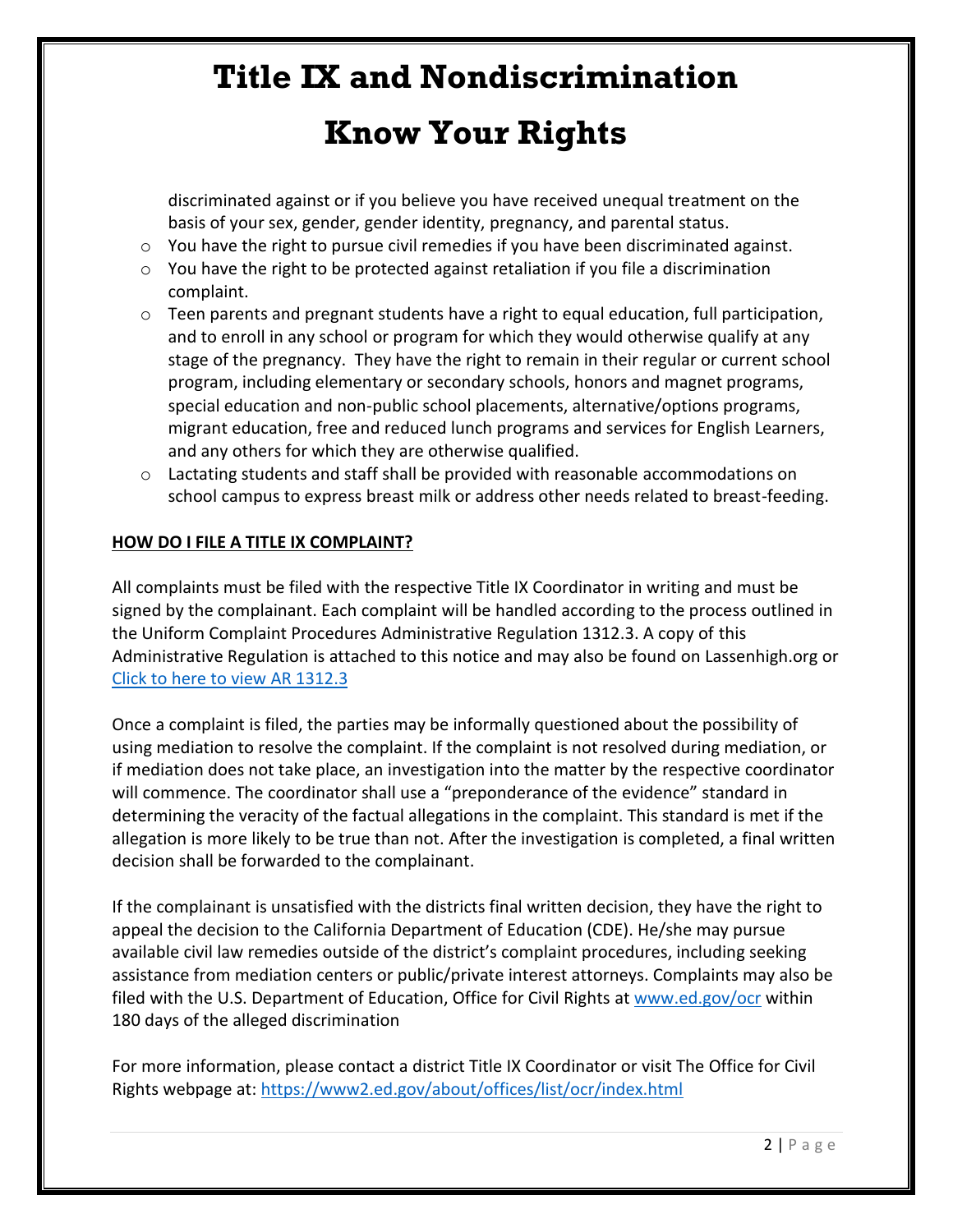# Title IX and Nondiscrimination

# Know Your Rights

discriminated against or if you believe you have received unequal treatment on the basis of your sex, gender, gender identity, pregnancy, and parental status.

- You have the right to pursue civil remedies if you have been discriminated against.
- You have the right to be protected against retaliation if you file a discrimination complaint.
- Teen parents and pregnant students have a right to equal education, full participation, and to enroll in any school or program for which they would otherwise qualify at any stage of the pregnancy. They have the right to remain in their regular or current school program, including elementary or secondary schools, honors and magnet programs, special education and non-public school placements, alternative/options programs, migrant education, free and reduced lunch programs and services for English Learners, and any others for which they are otherwise qualified.
- Lactating students and staff shall be provided with reasonable accommodations on school campus to express breast milk or address other needs related to breast-feeding.

**HOW DO I FILE A TITLE IX COMPLAINT?**

All complaints must be filed with the respective Title IX Coordinator in writing and must be signed by the complainant. Each complaint will be handled according to the process outlined in the Uniform Complaint Procedures Administrative Regulation 1312.3. A copy of this Administrative Regulation is attached to this notice and may also be found on Lassenhigh.org or [Click to here to view AR 1312.3]

Once a complaint is filed, the parties may be informally questioned about the possibility of using mediation to resolve the complaint. If the complaint is not resolved during mediation, or if mediation does not take place, an investigation into the matter by the respective coordinator will commence. The coordinator shall use a "preponderance of the evidence" standard in determining the veracity of the factual allegations in the complaint. This standard is met if the allegation is more likely to be true than not. After the investigation is completed, a final written decision shall be forwarded to the complainant.

If the complainant is unsatisfied with the districts final written decision, they have the right to appeal the decision to the California Department of Education (CDE). He/she may pursue available civil law remedies outside of the district's complaint procedures, including seeking assistance from mediation centers or public/private interest attorneys. Complaints may also be filed with the U.S. Department of Education, Office for Civil Rights at www.ed.gov/ocr within 180 days of the alleged discrimination

For more information, please contact a district Title IX Coordinator or visit The Office for Civil Rights webpage at: https://www2.ed.gov/about/offices/list/ocr/index.html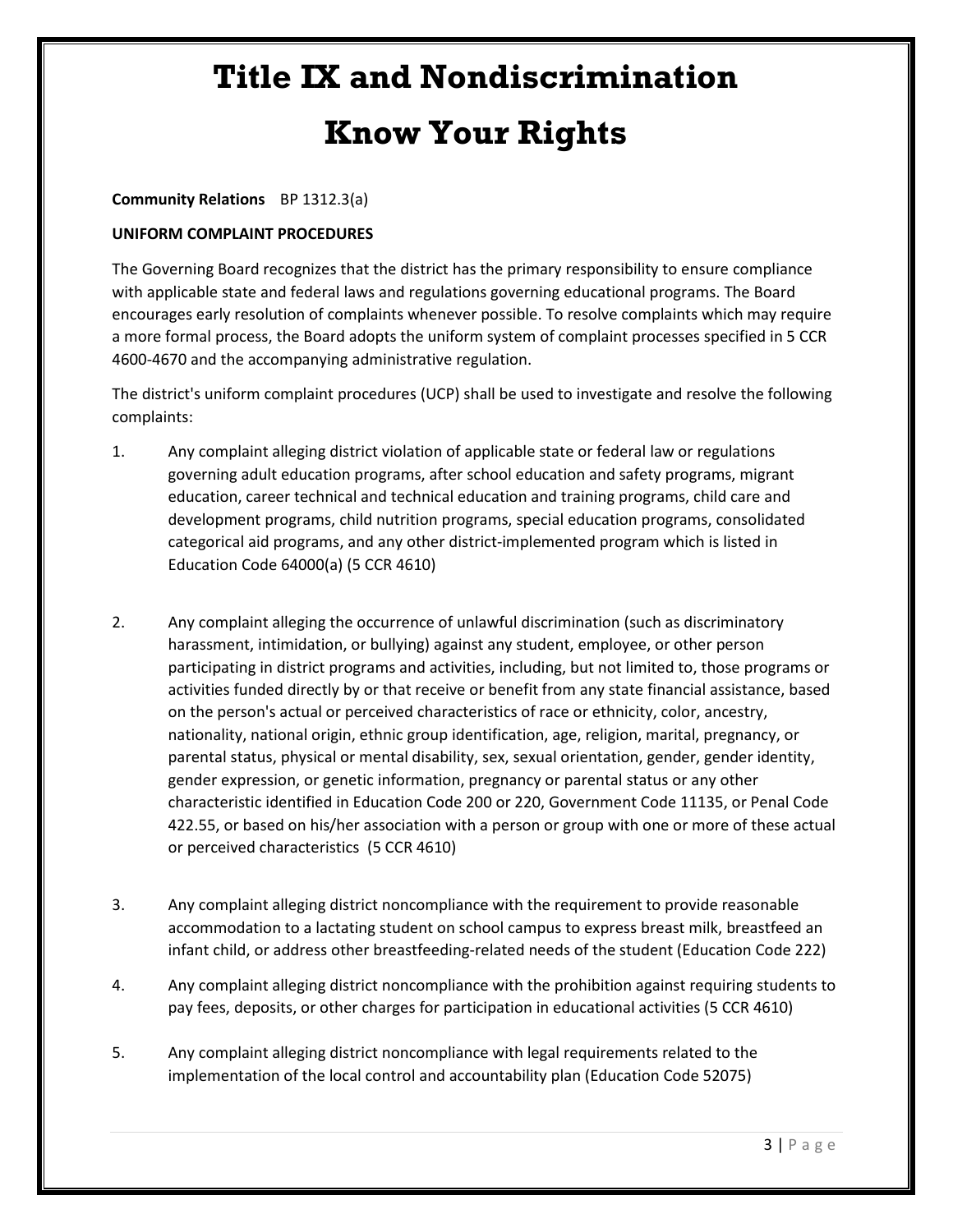# Title IX and Nondiscrimination

# Know Your Rights

**Community Relations** BP 1312.3(a)

**UNIFORM COMPLAINT PROCEDURES**

The Governing Board recognizes that the district has the primary responsibility to ensure compliance with applicable state and federal laws and regulations governing educational programs. The Board encourages early resolution of complaints whenever possible. To resolve complaints which may require a more formal process, the Board adopts the uniform system of complaint processes specified in 5 CCR 4600-4670 and the accompanying administrative regulation.

The district's uniform complaint procedures (UCP) shall be used to investigate and resolve the following complaints:

1. Any complaint alleging district violation of applicable state or federal law or regulations governing adult education programs, after school education and safety programs, migrant education, career technical and technical education and training programs, child care and development programs, child nutrition programs, special education programs, consolidated categorical aid programs, and any other district-implemented program which is listed in Education Code 64000(a) (5 CCR 4610)

2. Any complaint alleging the occurrence of unlawful discrimination (such as discriminatory harassment, intimidation, or bullying) against any student, employee, or other person participating in district programs and activities, including, but not limited to, those programs or activities funded directly by or that receive or benefit from any state financial assistance, based on the person's actual or perceived characteristics of race or ethnicity, color, ancestry, nationality, national origin, ethnic group identification, age, religion, marital, pregnancy, or parental status, physical or mental disability, sex, sexual orientation, gender, gender identity, gender expression, or genetic information, pregnancy or parental status or any other characteristic identified in Education Code 200 or 220, Government Code 11135, or Penal Code 422.55, or based on his/her association with a person or group with one or more of these actual or perceived characteristics (5 CCR 4610)

3. Any complaint alleging district noncompliance with the requirement to provide reasonable accommodation to a lactating student on school campus to express breast milk, breastfeed an infant child, or address other breastfeeding-related needs of the student (Education Code 222)

4. Any complaint alleging district noncompliance with the prohibition against requiring students to pay fees, deposits, or other charges for participation in educational activities (5 CCR 4610)

5. Any complaint alleging district noncompliance with legal requirements related to the implementation of the local control and accountability plan (Education Code 52075)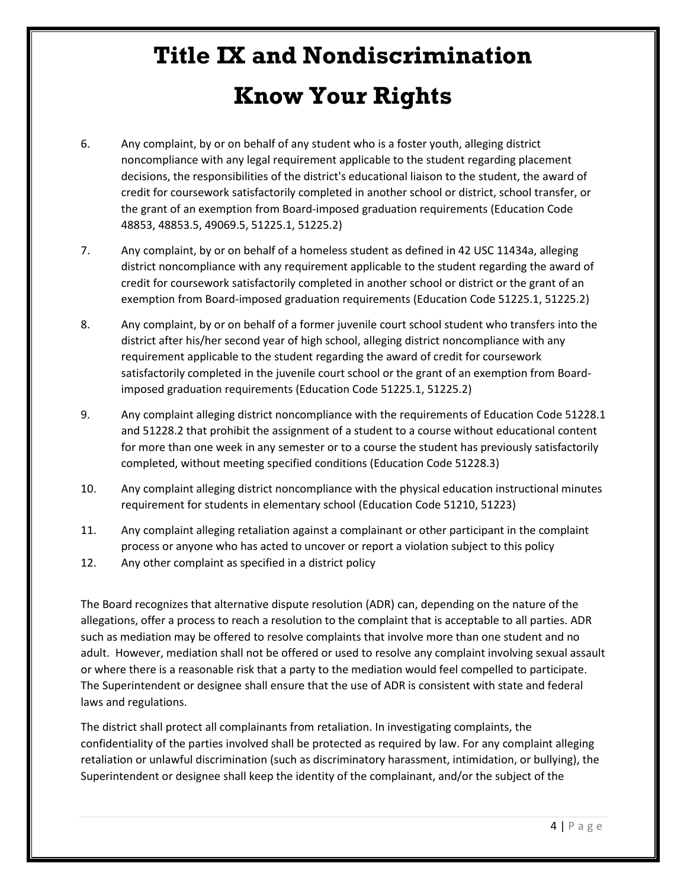# Title IX and Nondiscrimination

# Know Your Rights

6. Any complaint, by or on behalf of any student who is a foster youth, alleging district noncompliance with any legal requirement applicable to the student regarding placement decisions, the responsibilities of the district's educational liaison to the student, the award of credit for coursework satisfactorily completed in another school or district, school transfer, or the grant of an exemption from Board-imposed graduation requirements (Education Code 48853, 48853.5, 49069.5, 51225.1, 51225.2)

7. Any complaint, by or on behalf of a homeless student as defined in 42 USC 11434a, alleging district noncompliance with any requirement applicable to the student regarding the award of credit for coursework satisfactorily completed in another school or district or the grant of an exemption from Board-imposed graduation requirements (Education Code 51225.1, 51225.2)

8. Any complaint, by or on behalf of a former juvenile court school student who transfers into the district after his/her second year of high school, alleging district noncompliance with any requirement applicable to the student regarding the award of credit for coursework satisfactorily completed in the juvenile court school or the grant of an exemption from Board-imposed graduation requirements (Education Code 51225.1, 51225.2)

9. Any complaint alleging district noncompliance with the requirements of Education Code 51228.1 and 51228.2 that prohibit the assignment of a student to a course without educational content for more than one week in any semester or to a course the student has previously satisfactorily completed, without meeting specified conditions (Education Code 51228.3)

10. Any complaint alleging district noncompliance with the physical education instructional minutes requirement for students in elementary school (Education Code 51210, 51223)

11. Any complaint alleging retaliation against a complainant or other participant in the complaint process or anyone who has acted to uncover or report a violation subject to this policy

12. Any other complaint as specified in a district policy

The Board recognizes that alternative dispute resolution (ADR) can, depending on the nature of the allegations, offer a process to reach a resolution to the complaint that is acceptable to all parties. ADR such as mediation may be offered to resolve complaints that involve more than one student and no adult. However, mediation shall not be offered or used to resolve any complaint involving sexual assault or where there is a reasonable risk that a party to the mediation would feel compelled to participate. The Superintendent or designee shall ensure that the use of ADR is consistent with state and federal laws and regulations.

The district shall protect all complainants from retaliation. In investigating complaints, the confidentiality of the parties involved shall be protected as required by law. For any complaint alleging retaliation or unlawful discrimination (such as discriminatory harassment, intimidation, or bullying), the Superintendent or designee shall keep the identity of the complainant, and/or the subject of the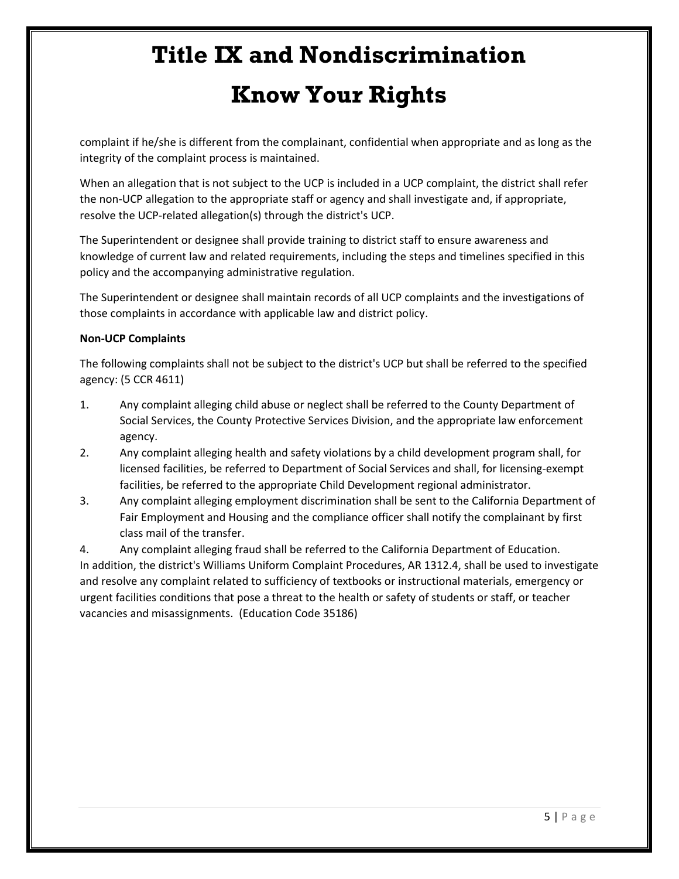complaint if he/she is different from the complainant, confidential when appropriate and as long as the integrity of the complaint process is maintained.

When an allegation that is not subject to the UCP is included in a UCP complaint, the district shall refer the non-UCP allegation to the appropriate staff or agency and shall investigate and, if appropriate, resolve the UCP-related allegation(s) through the district's UCP.

The Superintendent or designee shall provide training to district staff to ensure awareness and knowledge of current law and related requirements, including the steps and timelines specified in this policy and the accompanying administrative regulation.

The Superintendent or designee shall maintain records of all UCP complaints and the investigations of those complaints in accordance with applicable law and district policy.

**Non-UCP Complaints**

The following complaints shall not be subject to the district's UCP but shall be referred to the specified agency: (5 CCR 4611)

1. Any complaint alleging child abuse or neglect shall be referred to the County Department of Social Services, the County Protective Services Division, and the appropriate law enforcement agency.
2. Any complaint alleging health and safety violations by a child development program shall, for licensed facilities, be referred to Department of Social Services and shall, for licensing-exempt facilities, be referred to the appropriate Child Development regional administrator.
3. Any complaint alleging employment discrimination shall be sent to the California Department of Fair Employment and Housing and the compliance officer shall notify the complainant by first class mail of the transfer.
4. Any complaint alleging fraud shall be referred to the California Department of Education.

In addition, the district's Williams Uniform Complaint Procedures, AR 1312.4, shall be used to investigate and resolve any complaint related to sufficiency of textbooks or instructional materials, emergency or urgent facilities conditions that pose a threat to the health or safety of students or staff, or teacher vacancies and misassignments. (Education Code 35186)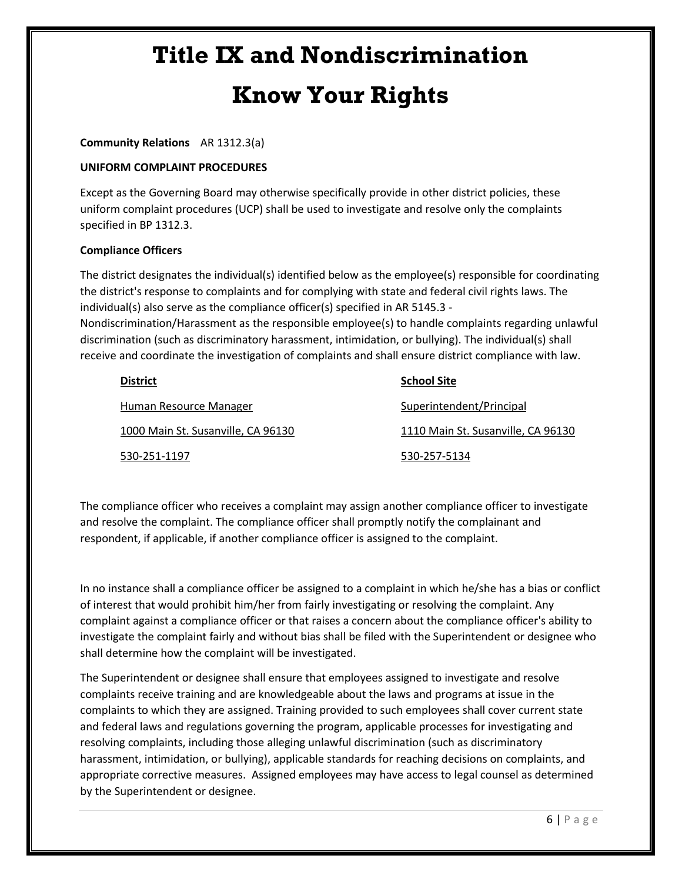# Title IX and Nondiscrimination

# Know Your Rights

**Community Relations** AR 1312.3(a)

**UNIFORM COMPLAINT PROCEDURES**

Except as the Governing Board may otherwise specifically provide in other district policies, these uniform complaint procedures (UCP) shall be used to investigate and resolve only the complaints specified in BP 1312.3.

**Compliance Officers**

The district designates the individual(s) identified below as the employee(s) responsible for coordinating the district's response to complaints and for complying with state and federal civil rights laws. The individual(s) also serve as the compliance officer(s) specified in AR 5145.3 - Nondiscrimination/Harassment as the responsible employee(s) to handle complaints regarding unlawful discrimination (such as discriminatory harassment, intimidation, or bullying). The individual(s) shall receive and coordinate the investigation of complaints and shall ensure district compliance with law.

| District | School Site |
|---|---|
| Human Resource Manager | Superintendent/Principal |
| 1000 Main St. Susanville, CA 96130 | 1110 Main St. Susanville, CA 96130 |
| 530-251-1197 | 530-257-5134 |

The compliance officer who receives a complaint may assign another compliance officer to investigate and resolve the complaint. The compliance officer shall promptly notify the complainant and respondent, if applicable, if another compliance officer is assigned to the complaint.

In no instance shall a compliance officer be assigned to a complaint in which he/she has a bias or conflict of interest that would prohibit him/her from fairly investigating or resolving the complaint. Any complaint against a compliance officer or that raises a concern about the compliance officer's ability to investigate the complaint fairly and without bias shall be filed with the Superintendent or designee who shall determine how the complaint will be investigated.

The Superintendent or designee shall ensure that employees assigned to investigate and resolve complaints receive training and are knowledgeable about the laws and programs at issue in the complaints to which they are assigned. Training provided to such employees shall cover current state and federal laws and regulations governing the program, applicable processes for investigating and resolving complaints, including those alleging unlawful discrimination (such as discriminatory harassment, intimidation, or bullying), applicable standards for reaching decisions on complaints, and appropriate corrective measures. Assigned employees may have access to legal counsel as determined by the Superintendent or designee.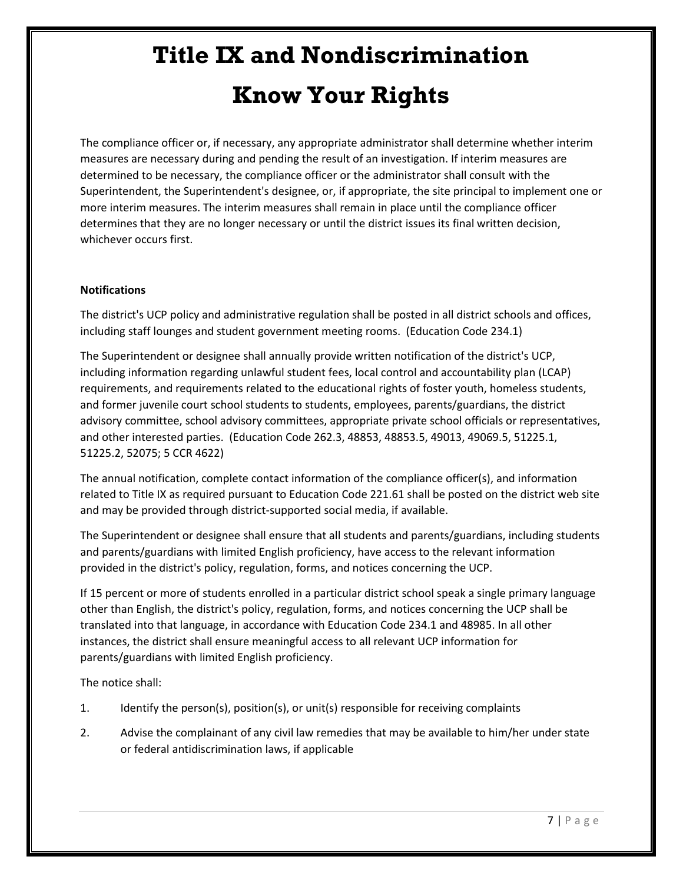# Title IX and Nondiscrimination

# Know Your Rights

The compliance officer or, if necessary, any appropriate administrator shall determine whether interim measures are necessary during and pending the result of an investigation. If interim measures are determined to be necessary, the compliance officer or the administrator shall consult with the Superintendent, the Superintendent's designee, or, if appropriate, the site principal to implement one or more interim measures. The interim measures shall remain in place until the compliance officer determines that they are no longer necessary or until the district issues its final written decision, whichever occurs first.

**Notifications**

The district's UCP policy and administrative regulation shall be posted in all district schools and offices, including staff lounges and student government meeting rooms. (Education Code 234.1)

The Superintendent or designee shall annually provide written notification of the district's UCP, including information regarding unlawful student fees, local control and accountability plan (LCAP) requirements, and requirements related to the educational rights of foster youth, homeless students, and former juvenile court school students to students, employees, parents/guardians, the district advisory committee, school advisory committees, appropriate private school officials or representatives, and other interested parties. (Education Code 262.3, 48853, 48853.5, 49013, 49069.5, 51225.1, 51225.2, 52075; 5 CCR 4622)

The annual notification, complete contact information of the compliance officer(s), and information related to Title IX as required pursuant to Education Code 221.61 shall be posted on the district web site and may be provided through district-supported social media, if available.

The Superintendent or designee shall ensure that all students and parents/guardians, including students and parents/guardians with limited English proficiency, have access to the relevant information provided in the district's policy, regulation, forms, and notices concerning the UCP.

If 15 percent or more of students enrolled in a particular district school speak a single primary language other than English, the district's policy, regulation, forms, and notices concerning the UCP shall be translated into that language, in accordance with Education Code 234.1 and 48985. In all other instances, the district shall ensure meaningful access to all relevant UCP information for parents/guardians with limited English proficiency.

The notice shall:

1. Identify the person(s), position(s), or unit(s) responsible for receiving complaints
2. Advise the complainant of any civil law remedies that may be available to him/her under state or federal antidiscrimination laws, if applicable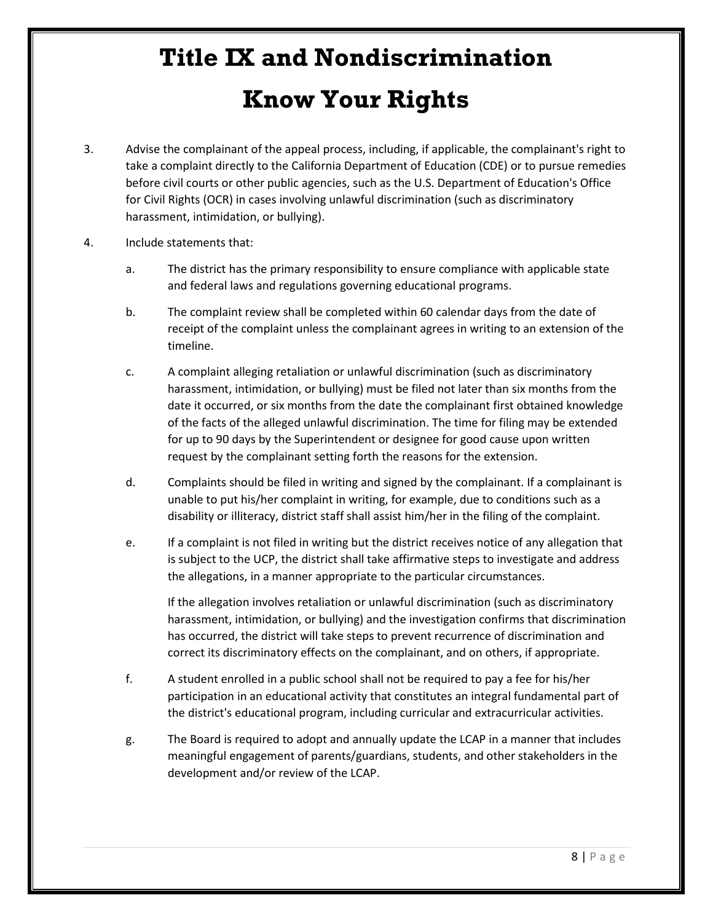# Title IX and Nondiscrimination

# Know Your Rights

3. Advise the complainant of the appeal process, including, if applicable, the complainant's right to take a complaint directly to the California Department of Education (CDE) or to pursue remedies before civil courts or other public agencies, such as the U.S. Department of Education's Office for Civil Rights (OCR) in cases involving unlawful discrimination (such as discriminatory harassment, intimidation, or bullying).

4. Include statements that:

   a. The district has the primary responsibility to ensure compliance with applicable state and federal laws and regulations governing educational programs.

   b. The complaint review shall be completed within 60 calendar days from the date of receipt of the complaint unless the complainant agrees in writing to an extension of the timeline.

   c. A complaint alleging retaliation or unlawful discrimination (such as discriminatory harassment, intimidation, or bullying) must be filed not later than six months from the date it occurred, or six months from the date the complainant first obtained knowledge of the facts of the alleged unlawful discrimination. The time for filing may be extended for up to 90 days by the Superintendent or designee for good cause upon written request by the complainant setting forth the reasons for the extension.

   d. Complaints should be filed in writing and signed by the complainant. If a complainant is unable to put his/her complaint in writing, for example, due to conditions such as a disability or illiteracy, district staff shall assist him/her in the filing of the complaint.

   e. If a complaint is not filed in writing but the district receives notice of any allegation that is subject to the UCP, the district shall take affirmative steps to investigate and address the allegations, in a manner appropriate to the particular circumstances.

      If the allegation involves retaliation or unlawful discrimination (such as discriminatory harassment, intimidation, or bullying) and the investigation confirms that discrimination has occurred, the district will take steps to prevent recurrence of discrimination and correct its discriminatory effects on the complainant, and on others, if appropriate.

   f. A student enrolled in a public school shall not be required to pay a fee for his/her participation in an educational activity that constitutes an integral fundamental part of the district's educational program, including curricular and extracurricular activities.

   g. The Board is required to adopt and annually update the LCAP in a manner that includes meaningful engagement of parents/guardians, students, and other stakeholders in the development and/or review of the LCAP.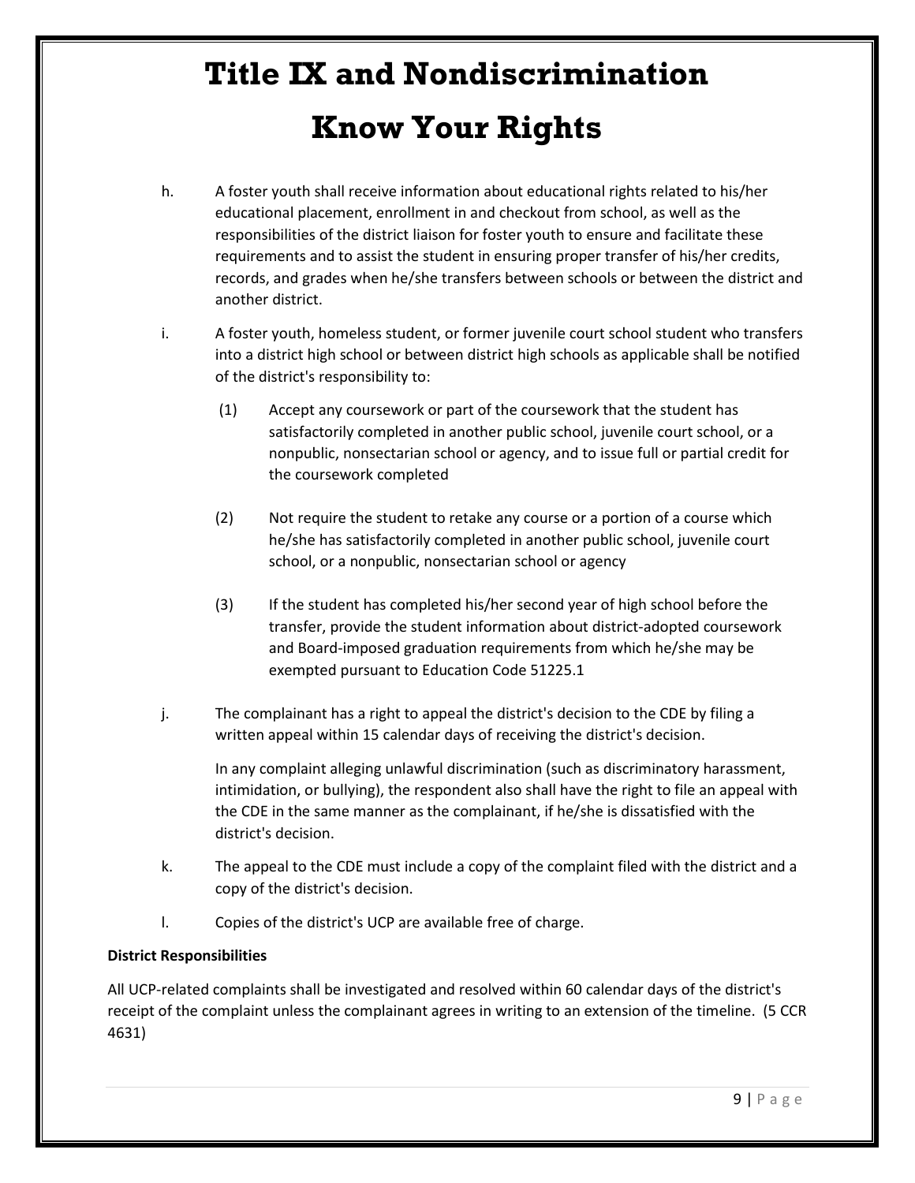# Title IX and Nondiscrimination

# Know Your Rights

h. A foster youth shall receive information about educational rights related to his/her educational placement, enrollment in and checkout from school, as well as the responsibilities of the district liaison for foster youth to ensure and facilitate these requirements and to assist the student in ensuring proper transfer of his/her credits, records, and grades when he/she transfers between schools or between the district and another district.

i. A foster youth, homeless student, or former juvenile court school student who transfers into a district high school or between district high schools as applicable shall be notified of the district's responsibility to:

   (1) Accept any coursework or part of the coursework that the student has satisfactorily completed in another public school, juvenile court school, or a nonpublic, nonsectarian school or agency, and to issue full or partial credit for the coursework completed

   (2) Not require the student to retake any course or a portion of a course which he/she has satisfactorily completed in another public school, juvenile court school, or a nonpublic, nonsectarian school or agency

   (3) If the student has completed his/her second year of high school before the transfer, provide the student information about district-adopted coursework and Board-imposed graduation requirements from which he/she may be exempted pursuant to Education Code 51225.1

j. The complainant has a right to appeal the district's decision to the CDE by filing a written appeal within 15 calendar days of receiving the district's decision.

   In any complaint alleging unlawful discrimination (such as discriminatory harassment, intimidation, or bullying), the respondent also shall have the right to file an appeal with the CDE in the same manner as the complainant, if he/she is dissatisfied with the district's decision.

k. The appeal to the CDE must include a copy of the complaint filed with the district and a copy of the district's decision.

l. Copies of the district's UCP are available free of charge.

**District Responsibilities**

All UCP-related complaints shall be investigated and resolved within 60 calendar days of the district's receipt of the complaint unless the complainant agrees in writing to an extension of the timeline. (5 CCR 4631)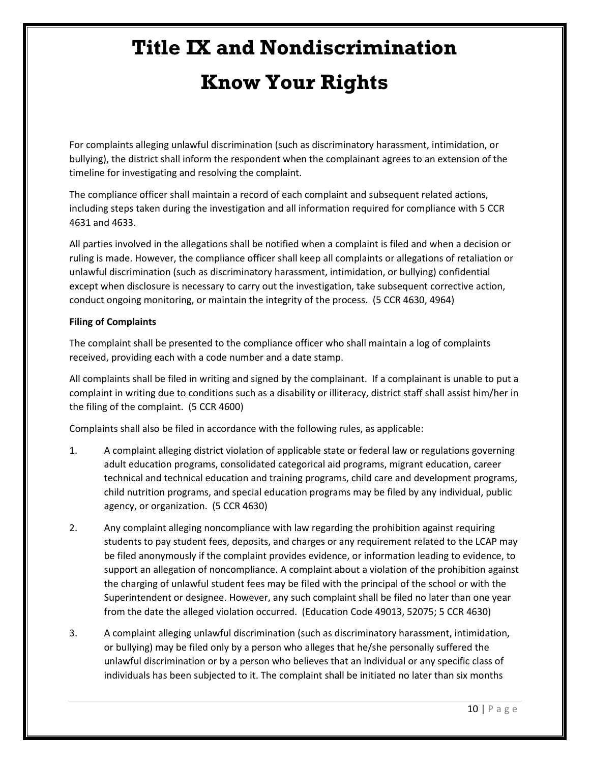# Title IX and Nondiscrimination

# Know Your Rights

For complaints alleging unlawful discrimination (such as discriminatory harassment, intimidation, or bullying), the district shall inform the respondent when the complainant agrees to an extension of the timeline for investigating and resolving the complaint.

The compliance officer shall maintain a record of each complaint and subsequent related actions, including steps taken during the investigation and all information required for compliance with 5 CCR 4631 and 4633.

All parties involved in the allegations shall be notified when a complaint is filed and when a decision or ruling is made. However, the compliance officer shall keep all complaints or allegations of retaliation or unlawful discrimination (such as discriminatory harassment, intimidation, or bullying) confidential except when disclosure is necessary to carry out the investigation, take subsequent corrective action, conduct ongoing monitoring, or maintain the integrity of the process. (5 CCR 4630, 4964)

**Filing of Complaints**

The complaint shall be presented to the compliance officer who shall maintain a log of complaints received, providing each with a code number and a date stamp.

All complaints shall be filed in writing and signed by the complainant. If a complainant is unable to put a complaint in writing due to conditions such as a disability or illiteracy, district staff shall assist him/her in the filing of the complaint. (5 CCR 4600)

Complaints shall also be filed in accordance with the following rules, as applicable:

1. A complaint alleging district violation of applicable state or federal law or regulations governing adult education programs, consolidated categorical aid programs, migrant education, career technical and technical education and training programs, child care and development programs, child nutrition programs, and special education programs may be filed by any individual, public agency, or organization. (5 CCR 4630)

2. Any complaint alleging noncompliance with law regarding the prohibition against requiring students to pay student fees, deposits, and charges or any requirement related to the LCAP may be filed anonymously if the complaint provides evidence, or information leading to evidence, to support an allegation of noncompliance. A complaint about a violation of the prohibition against the charging of unlawful student fees may be filed with the principal of the school or with the Superintendent or designee. However, any such complaint shall be filed no later than one year from the date the alleged violation occurred. (Education Code 49013, 52075; 5 CCR 4630)

3. A complaint alleging unlawful discrimination (such as discriminatory harassment, intimidation, or bullying) may be filed only by a person who alleges that he/she personally suffered the unlawful discrimination or by a person who believes that an individual or any specific class of individuals has been subjected to it. The complaint shall be initiated no later than six months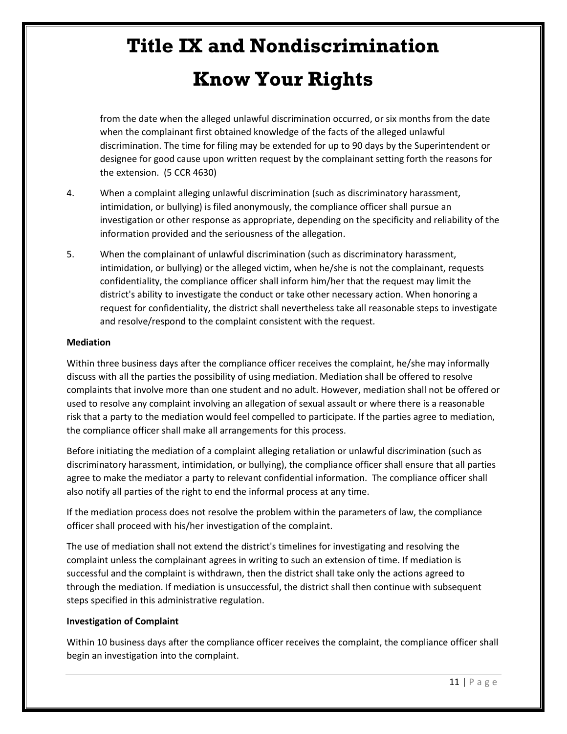from the date when the alleged unlawful discrimination occurred, or six months from the date when the complainant first obtained knowledge of the facts of the alleged unlawful discrimination. The time for filing may be extended for up to 90 days by the Superintendent or designee for good cause upon written request by the complainant setting forth the reasons for the extension. (5 CCR 4630)

4. When a complaint alleging unlawful discrimination (such as discriminatory harassment, intimidation, or bullying) is filed anonymously, the compliance officer shall pursue an investigation or other response as appropriate, depending on the specificity and reliability of the information provided and the seriousness of the allegation.

5. When the complainant of unlawful discrimination (such as discriminatory harassment, intimidation, or bullying) or the alleged victim, when he/she is not the complainant, requests confidentiality, the compliance officer shall inform him/her that the request may limit the district's ability to investigate the conduct or take other necessary action. When honoring a request for confidentiality, the district shall nevertheless take all reasonable steps to investigate and resolve/respond to the complaint consistent with the request.

**Mediation**

Within three business days after the compliance officer receives the complaint, he/she may informally discuss with all the parties the possibility of using mediation. Mediation shall be offered to resolve complaints that involve more than one student and no adult. However, mediation shall not be offered or used to resolve any complaint involving an allegation of sexual assault or where there is a reasonable risk that a party to the mediation would feel compelled to participate. If the parties agree to mediation, the compliance officer shall make all arrangements for this process.

Before initiating the mediation of a complaint alleging retaliation or unlawful discrimination (such as discriminatory harassment, intimidation, or bullying), the compliance officer shall ensure that all parties agree to make the mediator a party to relevant confidential information. The compliance officer shall also notify all parties of the right to end the informal process at any time.

If the mediation process does not resolve the problem within the parameters of law, the compliance officer shall proceed with his/her investigation of the complaint.

The use of mediation shall not extend the district's timelines for investigating and resolving the complaint unless the complainant agrees in writing to such an extension of time. If mediation is successful and the complaint is withdrawn, then the district shall take only the actions agreed to through the mediation. If mediation is unsuccessful, the district shall then continue with subsequent steps specified in this administrative regulation.

**Investigation of Complaint**

Within 10 business days after the compliance officer receives the complaint, the compliance officer shall begin an investigation into the complaint.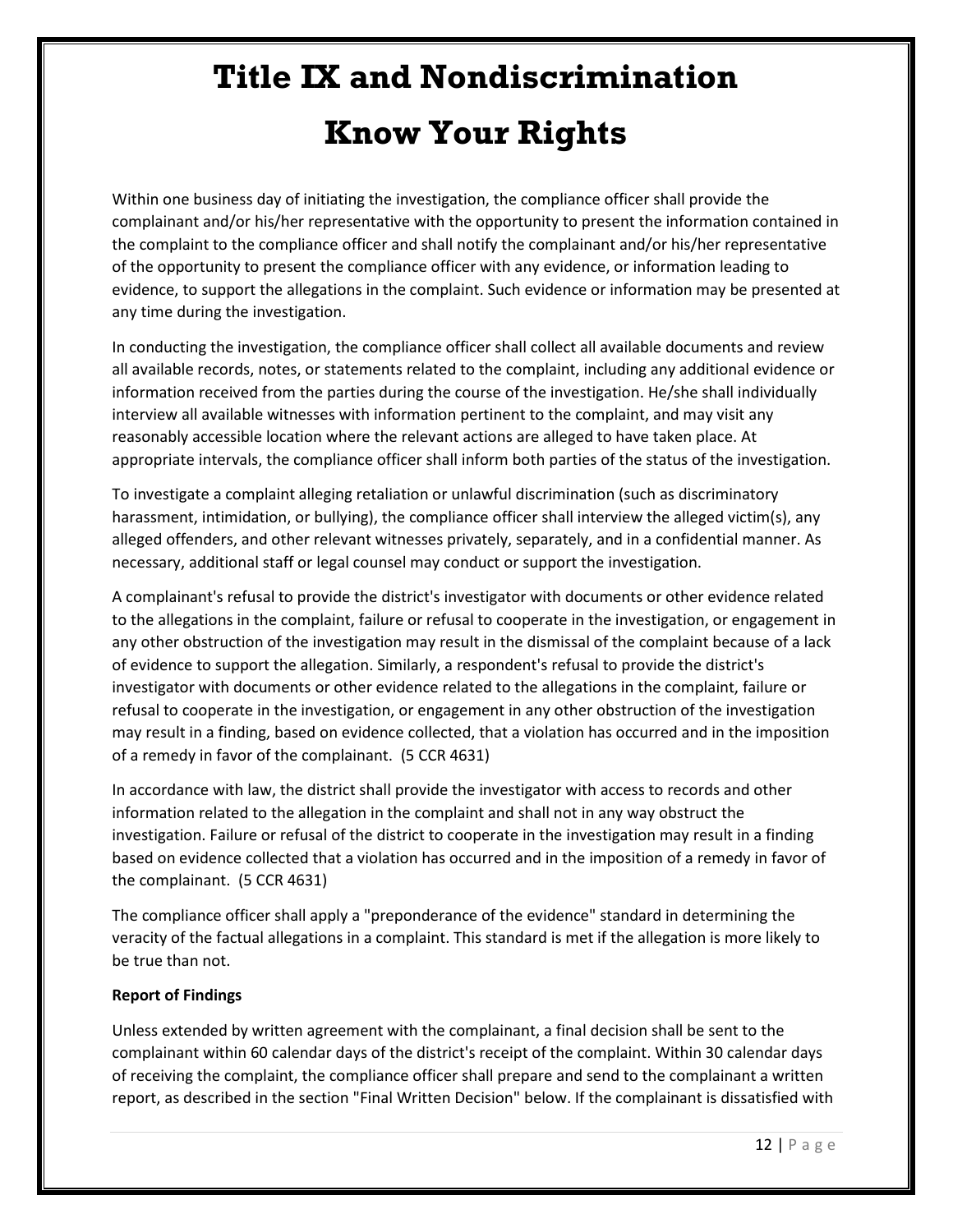# Title IX and Nondiscrimination

# Know Your Rights

Within one business day of initiating the investigation, the compliance officer shall provide the complainant and/or his/her representative with the opportunity to present the information contained in the complaint to the compliance officer and shall notify the complainant and/or his/her representative of the opportunity to present the compliance officer with any evidence, or information leading to evidence, to support the allegations in the complaint. Such evidence or information may be presented at any time during the investigation.

In conducting the investigation, the compliance officer shall collect all available documents and review all available records, notes, or statements related to the complaint, including any additional evidence or information received from the parties during the course of the investigation. He/she shall individually interview all available witnesses with information pertinent to the complaint, and may visit any reasonably accessible location where the relevant actions are alleged to have taken place. At appropriate intervals, the compliance officer shall inform both parties of the status of the investigation.

To investigate a complaint alleging retaliation or unlawful discrimination (such as discriminatory harassment, intimidation, or bullying), the compliance officer shall interview the alleged victim(s), any alleged offenders, and other relevant witnesses privately, separately, and in a confidential manner. As necessary, additional staff or legal counsel may conduct or support the investigation.

A complainant's refusal to provide the district's investigator with documents or other evidence related to the allegations in the complaint, failure or refusal to cooperate in the investigation, or engagement in any other obstruction of the investigation may result in the dismissal of the complaint because of a lack of evidence to support the allegation. Similarly, a respondent's refusal to provide the district's investigator with documents or other evidence related to the allegations in the complaint, failure or refusal to cooperate in the investigation, or engagement in any other obstruction of the investigation may result in a finding, based on evidence collected, that a violation has occurred and in the imposition of a remedy in favor of the complainant. (5 CCR 4631)

In accordance with law, the district shall provide the investigator with access to records and other information related to the allegation in the complaint and shall not in any way obstruct the investigation. Failure or refusal of the district to cooperate in the investigation may result in a finding based on evidence collected that a violation has occurred and in the imposition of a remedy in favor of the complainant. (5 CCR 4631)

The compliance officer shall apply a "preponderance of the evidence" standard in determining the veracity of the factual allegations in a complaint. This standard is met if the allegation is more likely to be true than not.

**Report of Findings**

Unless extended by written agreement with the complainant, a final decision shall be sent to the complainant within 60 calendar days of the district's receipt of the complaint. Within 30 calendar days of receiving the complaint, the compliance officer shall prepare and send to the complainant a written report, as described in the section "Final Written Decision" below. If the complainant is dissatisfied with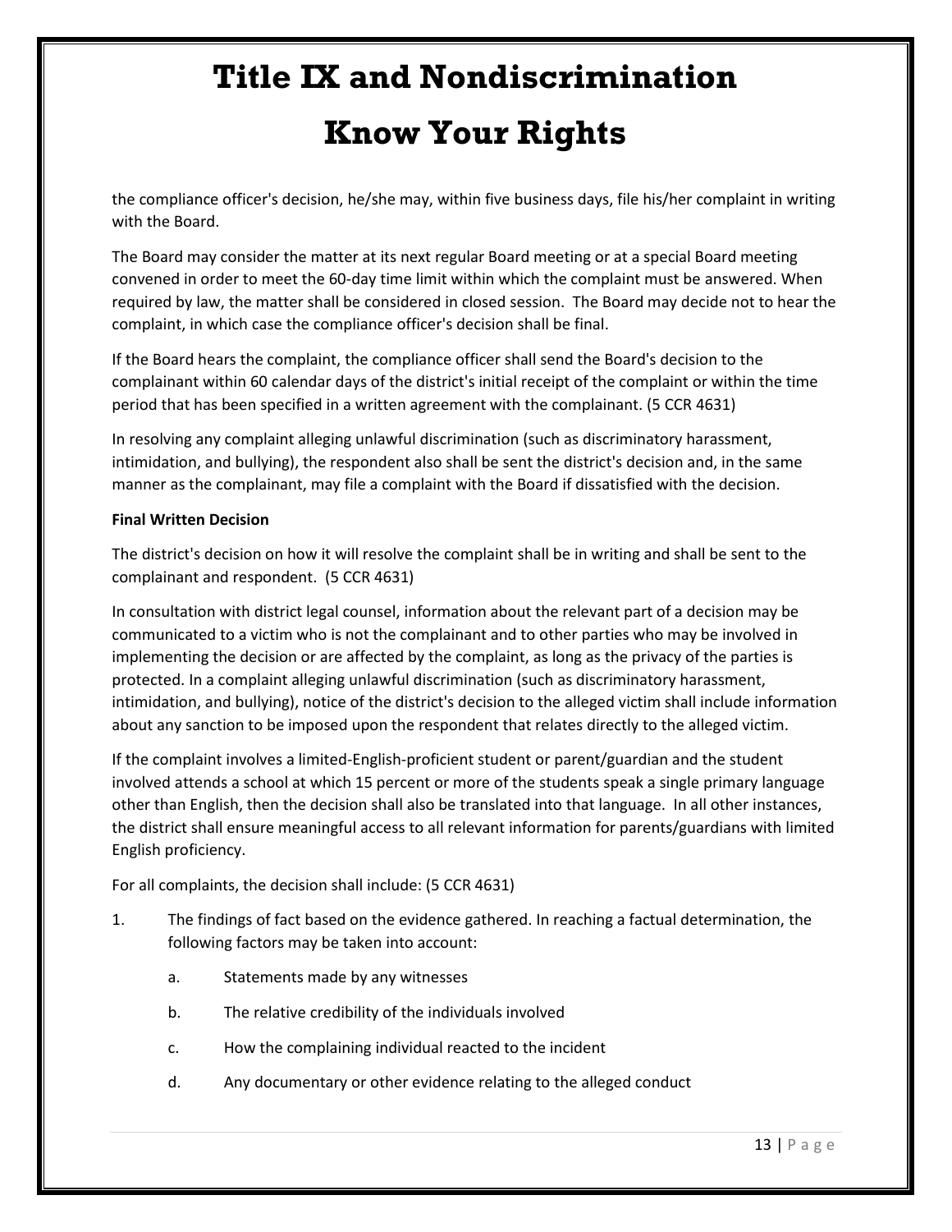the compliance officer's decision, he/she may, within five business days, file his/her complaint in writing with the Board.

The Board may consider the matter at its next regular Board meeting or at a special Board meeting convened in order to meet the 60-day time limit within which the complaint must be answered. When required by law, the matter shall be considered in closed session. The Board may decide not to hear the complaint, in which case the compliance officer's decision shall be final.

If the Board hears the complaint, the compliance officer shall send the Board's decision to the complainant within 60 calendar days of the district's initial receipt of the complaint or within the time period that has been specified in a written agreement with the complainant. (5 CCR 4631)

In resolving any complaint alleging unlawful discrimination (such as discriminatory harassment, intimidation, and bullying), the respondent also shall be sent the district's decision and, in the same manner as the complainant, may file a complaint with the Board if dissatisfied with the decision.

**Final Written Decision**

The district's decision on how it will resolve the complaint shall be in writing and shall be sent to the complainant and respondent. (5 CCR 4631)

In consultation with district legal counsel, information about the relevant part of a decision may be communicated to a victim who is not the complainant and to other parties who may be involved in implementing the decision or are affected by the complaint, as long as the privacy of the parties is protected. In a complaint alleging unlawful discrimination (such as discriminatory harassment, intimidation, and bullying), notice of the district's decision to the alleged victim shall include information about any sanction to be imposed upon the respondent that relates directly to the alleged victim.

If the complaint involves a limited-English-proficient student or parent/guardian and the student involved attends a school at which 15 percent or more of the students speak a single primary language other than English, then the decision shall also be translated into that language. In all other instances, the district shall ensure meaningful access to all relevant information for parents/guardians with limited English proficiency.

For all complaints, the decision shall include: (5 CCR 4631)

1. The findings of fact based on the evidence gathered. In reaching a factual determination, the following factors may be taken into account:
    a. Statements made by any witnesses
    b. The relative credibility of the individuals involved
    c. How the complaining individual reacted to the incident
    d. Any documentary or other evidence relating to the alleged conduct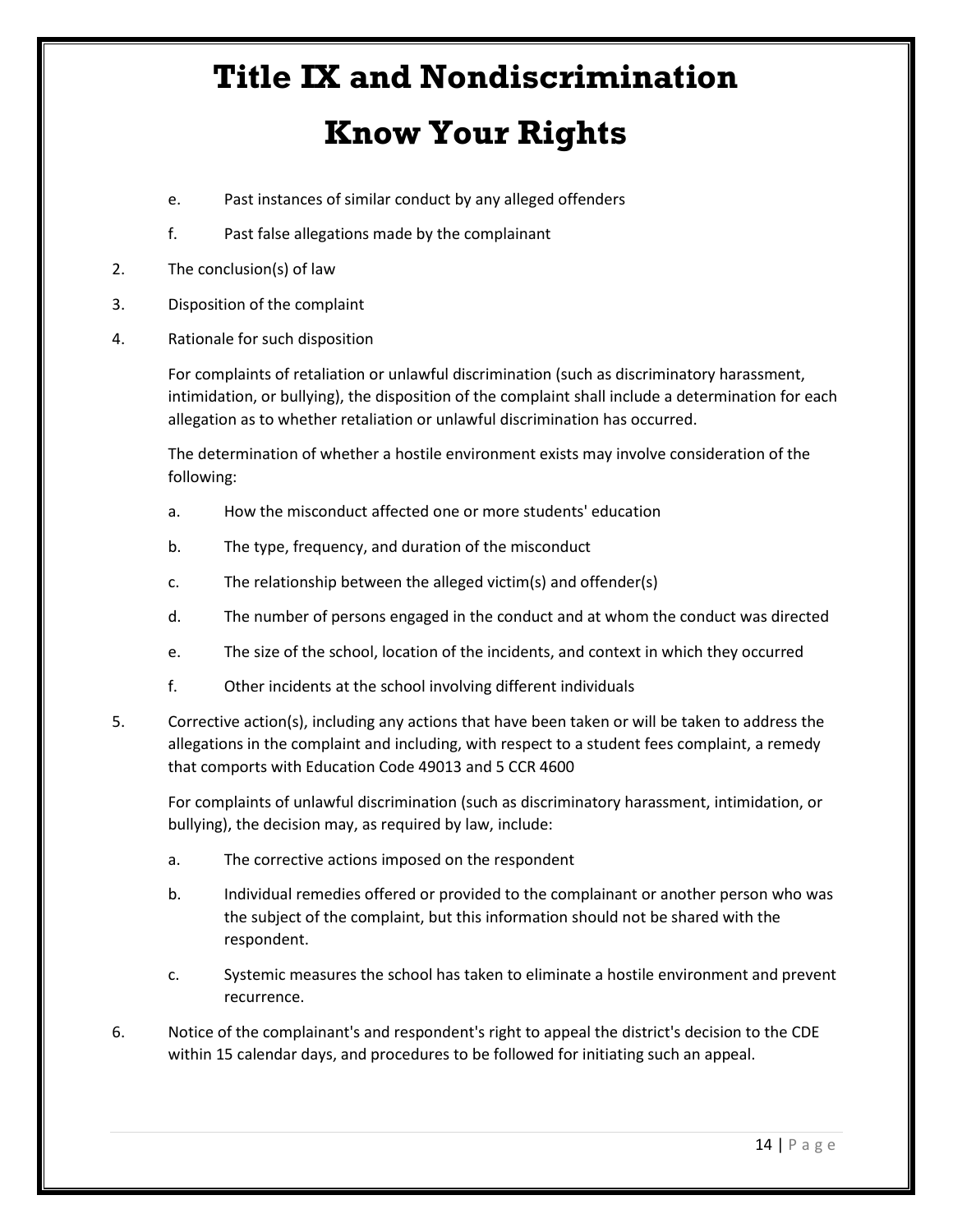# Title IX and Nondiscrimination

# Know Your Rights

   e. Past instances of similar conduct by any alleged offenders

   f. Past false allegations made by the complainant

2. The conclusion(s) of law

3. Disposition of the complaint

4. Rationale for such disposition

   For complaints of retaliation or unlawful discrimination (such as discriminatory harassment, intimidation, or bullying), the disposition of the complaint shall include a determination for each allegation as to whether retaliation or unlawful discrimination has occurred.

   The determination of whether a hostile environment exists may involve consideration of the following:

   a. How the misconduct affected one or more students' education

   b. The type, frequency, and duration of the misconduct

   c. The relationship between the alleged victim(s) and offender(s)

   d. The number of persons engaged in the conduct and at whom the conduct was directed

   e. The size of the school, location of the incidents, and context in which they occurred

   f. Other incidents at the school involving different individuals

5. Corrective action(s), including any actions that have been taken or will be taken to address the allegations in the complaint and including, with respect to a student fees complaint, a remedy that comports with Education Code 49013 and 5 CCR 4600

   For complaints of unlawful discrimination (such as discriminatory harassment, intimidation, or bullying), the decision may, as required by law, include:

   a. The corrective actions imposed on the respondent

   b. Individual remedies offered or provided to the complainant or another person who was the subject of the complaint, but this information should not be shared with the respondent.

   c. Systemic measures the school has taken to eliminate a hostile environment and prevent recurrence.

6. Notice of the complainant's and respondent's right to appeal the district's decision to the CDE within 15 calendar days, and procedures to be followed for initiating such an appeal.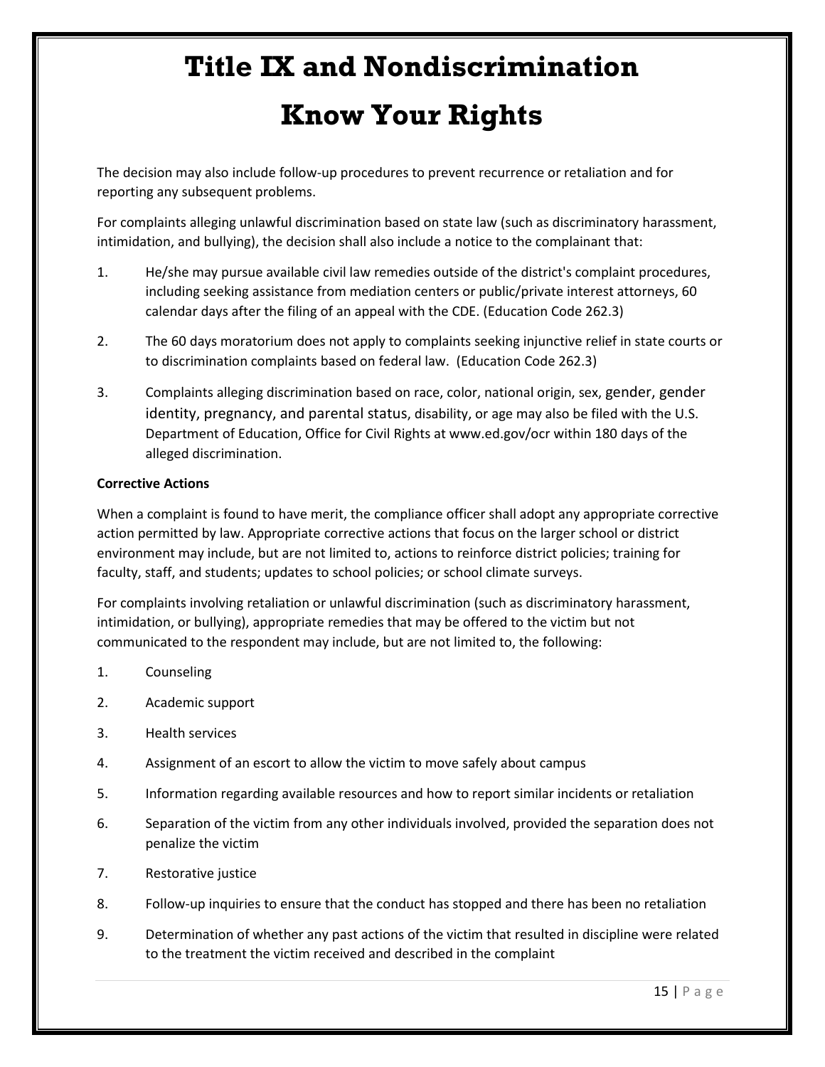# Title IX and Nondiscrimination

# Know Your Rights

The decision may also include follow-up procedures to prevent recurrence or retaliation and for reporting any subsequent problems.

For complaints alleging unlawful discrimination based on state law (such as discriminatory harassment, intimidation, and bullying), the decision shall also include a notice to the complainant that:

1. He/she may pursue available civil law remedies outside of the district's complaint procedures, including seeking assistance from mediation centers or public/private interest attorneys, 60 calendar days after the filing of an appeal with the CDE. (Education Code 262.3)
2. The 60 days moratorium does not apply to complaints seeking injunctive relief in state courts or to discrimination complaints based on federal law. (Education Code 262.3)
3. Complaints alleging discrimination based on race, color, national origin, sex, gender, gender identity, pregnancy, and parental status, disability, or age may also be filed with the U.S. Department of Education, Office for Civil Rights at www.ed.gov/ocr within 180 days of the alleged discrimination.

**Corrective Actions**

When a complaint is found to have merit, the compliance officer shall adopt any appropriate corrective action permitted by law. Appropriate corrective actions that focus on the larger school or district environment may include, but are not limited to, actions to reinforce district policies; training for faculty, staff, and students; updates to school policies; or school climate surveys.

For complaints involving retaliation or unlawful discrimination (such as discriminatory harassment, intimidation, or bullying), appropriate remedies that may be offered to the victim but not communicated to the respondent may include, but are not limited to, the following:

1. Counseling
2. Academic support
3. Health services
4. Assignment of an escort to allow the victim to move safely about campus
5. Information regarding available resources and how to report similar incidents or retaliation
6. Separation of the victim from any other individuals involved, provided the separation does not penalize the victim
7. Restorative justice
8. Follow-up inquiries to ensure that the conduct has stopped and there has been no retaliation
9. Determination of whether any past actions of the victim that resulted in discipline were related to the treatment the victim received and described in the complaint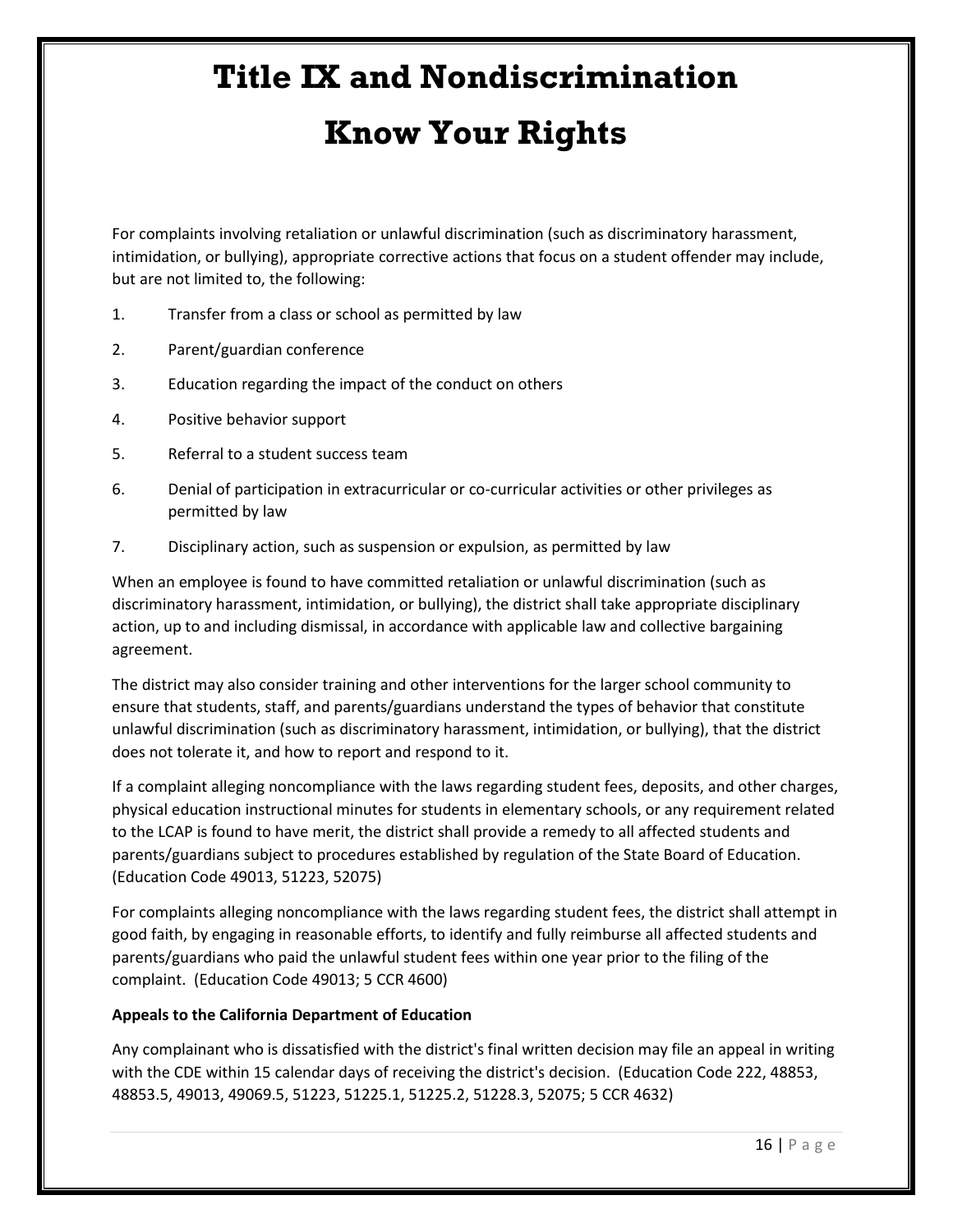# Title IX and Nondiscrimination

# Know Your Rights

For complaints involving retaliation or unlawful discrimination (such as discriminatory harassment, intimidation, or bullying), appropriate corrective actions that focus on a student offender may include, but are not limited to, the following:

1. Transfer from a class or school as permitted by law
2. Parent/guardian conference
3. Education regarding the impact of the conduct on others
4. Positive behavior support
5. Referral to a student success team
6. Denial of participation in extracurricular or co-curricular activities or other privileges as permitted by law
7. Disciplinary action, such as suspension or expulsion, as permitted by law

When an employee is found to have committed retaliation or unlawful discrimination (such as discriminatory harassment, intimidation, or bullying), the district shall take appropriate disciplinary action, up to and including dismissal, in accordance with applicable law and collective bargaining agreement.

The district may also consider training and other interventions for the larger school community to ensure that students, staff, and parents/guardians understand the types of behavior that constitute unlawful discrimination (such as discriminatory harassment, intimidation, or bullying), that the district does not tolerate it, and how to report and respond to it.

If a complaint alleging noncompliance with the laws regarding student fees, deposits, and other charges, physical education instructional minutes for students in elementary schools, or any requirement related to the LCAP is found to have merit, the district shall provide a remedy to all affected students and parents/guardians subject to procedures established by regulation of the State Board of Education. (Education Code 49013, 51223, 52075)

For complaints alleging noncompliance with the laws regarding student fees, the district shall attempt in good faith, by engaging in reasonable efforts, to identify and fully reimburse all affected students and parents/guardians who paid the unlawful student fees within one year prior to the filing of the complaint. (Education Code 49013; 5 CCR 4600)

**Appeals to the California Department of Education**

Any complainant who is dissatisfied with the district's final written decision may file an appeal in writing with the CDE within 15 calendar days of receiving the district's decision. (Education Code 222, 48853, 48853.5, 49013, 49069.5, 51223, 51225.1, 51225.2, 51228.3, 52075; 5 CCR 4632)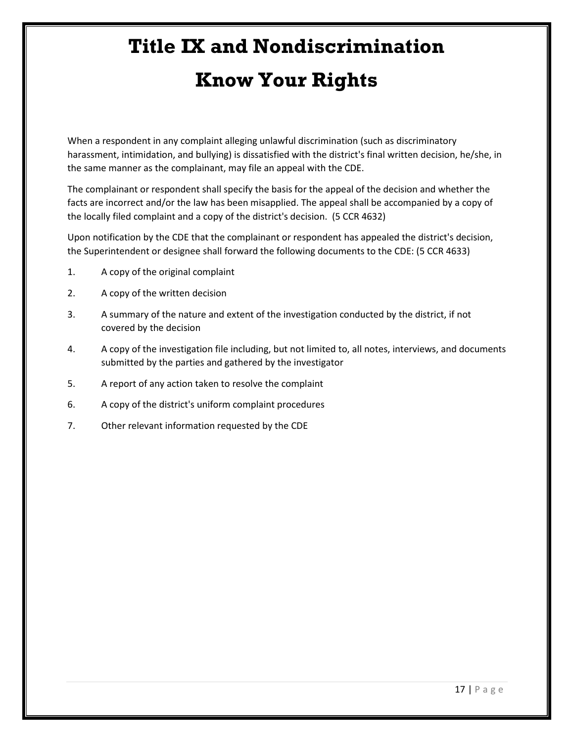# Title IX and Nondiscrimination

# Know Your Rights

When a respondent in any complaint alleging unlawful discrimination (such as discriminatory harassment, intimidation, and bullying) is dissatisfied with the district's final written decision, he/she, in the same manner as the complainant, may file an appeal with the CDE.

The complainant or respondent shall specify the basis for the appeal of the decision and whether the facts are incorrect and/or the law has been misapplied. The appeal shall be accompanied by a copy of the locally filed complaint and a copy of the district's decision. (5 CCR 4632)

Upon notification by the CDE that the complainant or respondent has appealed the district's decision, the Superintendent or designee shall forward the following documents to the CDE: (5 CCR 4633)

1. A copy of the original complaint
2. A copy of the written decision
3. A summary of the nature and extent of the investigation conducted by the district, if not covered by the decision
4. A copy of the investigation file including, but not limited to, all notes, interviews, and documents submitted by the parties and gathered by the investigator
5. A report of any action taken to resolve the complaint
6. A copy of the district's uniform complaint procedures
7. Other relevant information requested by the CDE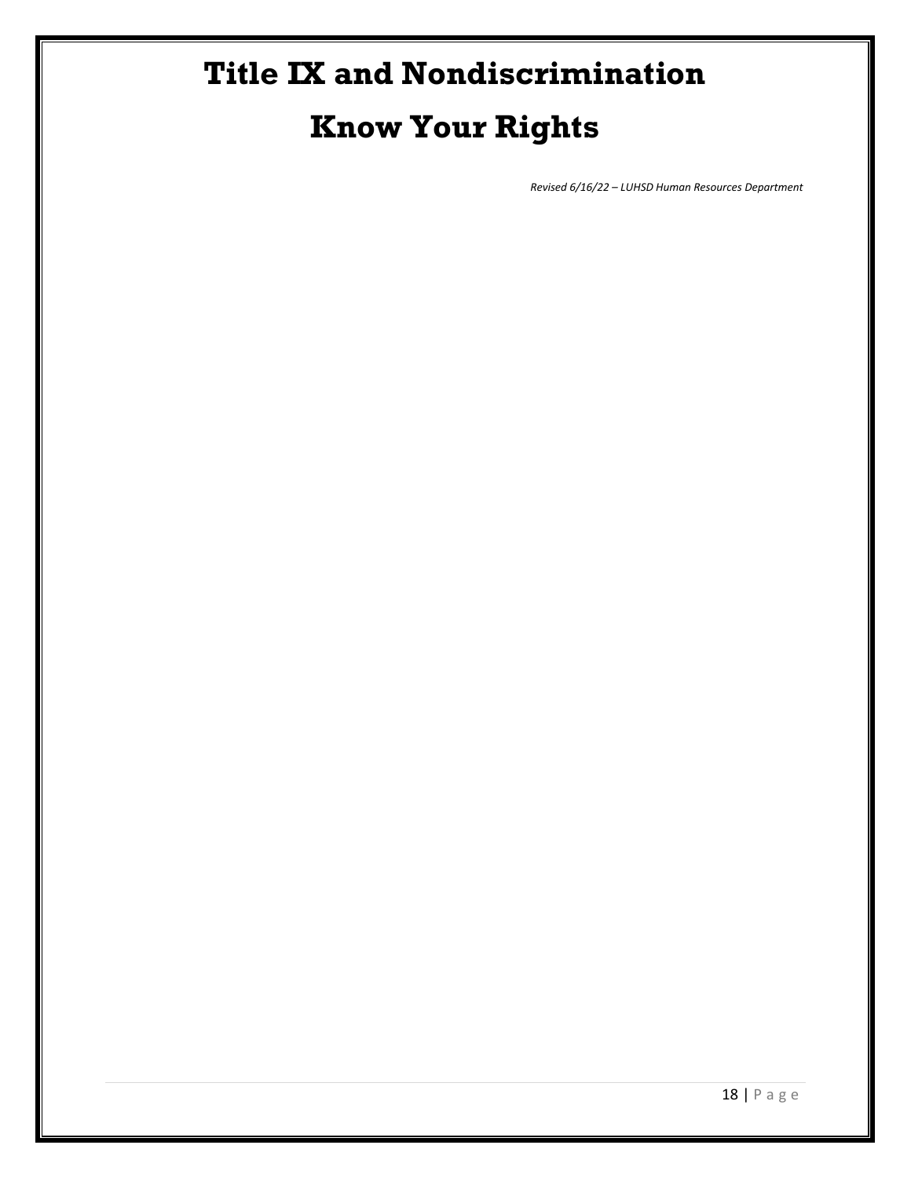# Title IX and Nondiscrimination

# Know Your Rights

*Revised 6/16/22 – LUHSD Human Resources Department*